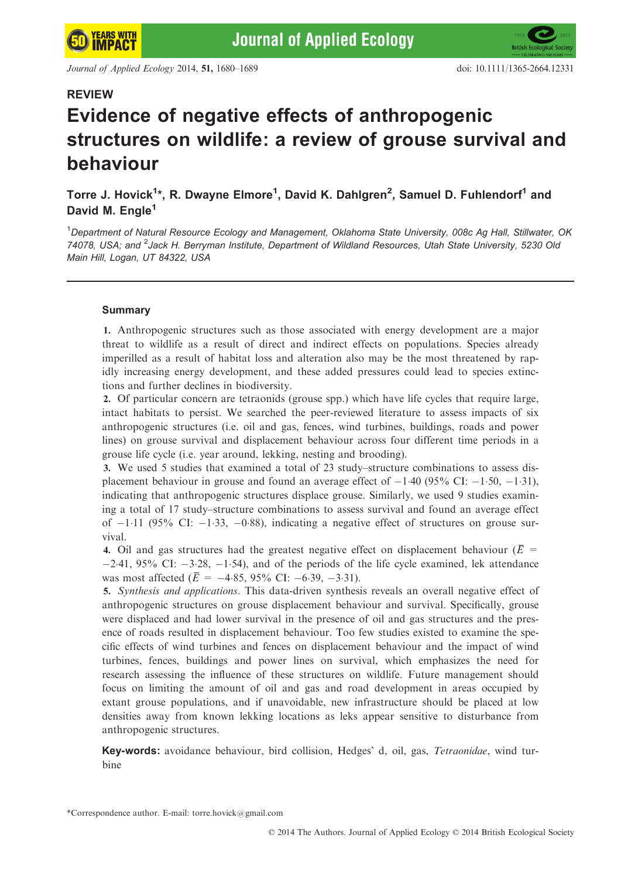REVIEW

# Evidence of negative effects of anthropogenic structures on wildlife: a review of grouse survival and behaviour

**Torre J. Hovick[1]\*, R. Dwayne Elmore[1], David K. Dahlgren[2], Samuel D. Fuhlendorf[1] and David M. Engle[1]**

[1]*Department of Natural Resource Ecology and Management, Oklahoma State University, 008c Ag Hall, Stillwater, OK 74078, USA; and* [2]*Jack H. Berryman Institute, Department of Wildland Resources, Utah State University, 5230 Old Main Hill, Logan, UT 84322, USA*

## Summary

**1.** Anthropogenic structures such as those associated with energy development are a major threat to wildlife as a result of direct and indirect effects on populations. Species already imperilled as a result of habitat loss and alteration also may be the most threatened by rapidly increasing energy development, and these added pressures could lead to species extinctions and further declines in biodiversity.

**2.** Of particular concern are tetraonids (grouse spp.) which have life cycles that require large, intact habitats to persist. We searched the peer-reviewed literature to assess impacts of six anthropogenic structures (i.e. oil and gas, fences, wind turbines, buildings, roads and power lines) on grouse survival and displacement behaviour across four different time periods in a grouse life cycle (i.e. year around, lekking, nesting and brooding).

**3.** We used 5 studies that examined a total of 23 study–structure combinations to assess displacement behaviour in grouse and found an average effect of −1·40 (95% CI: −1·50, −1·31), indicating that anthropogenic structures displace grouse. Similarly, we used 9 studies examining a total of 17 study–structure combinations to assess survival and found an average effect of −1·11 (95% CI: −1·33, −0·88), indicating a negative effect of structures on grouse survival.

**4.** Oil and gas structures had the greatest negative effect on displacement behaviour ($\bar{E}$ = −2·41, 95% CI: −3·28, −1·54), and of the periods of the life cycle examined, lek attendance was most affected ($\bar{E}$ = −4·85, 95% CI: −6·39, −3·31).

**5.** *Synthesis and applications*. This data-driven synthesis reveals an overall negative effect of anthropogenic structures on grouse displacement behaviour and survival. Specifically, grouse were displaced and had lower survival in the presence of oil and gas structures and the presence of roads resulted in displacement behaviour. Too few studies existed to examine the specific effects of wind turbines and fences on displacement behaviour and the impact of wind turbines, fences, buildings and power lines on survival, which emphasizes the need for research assessing the influence of these structures on wildlife. Future management should focus on limiting the amount of oil and gas and road development in areas occupied by extant grouse populations, and if unavoidable, new infrastructure should be placed at low densities away from known lekking locations as leks appear sensitive to disturbance from anthropogenic structures.

**Key-words:** avoidance behaviour, bird collision, Hedges' d, oil, gas, *Tetraonidae*, wind turbine

\*Correspondence author. E-mail: torre.hovick@gmail.com

© 2014 The Authors. Journal of Applied Ecology © 2014 British Ecological Society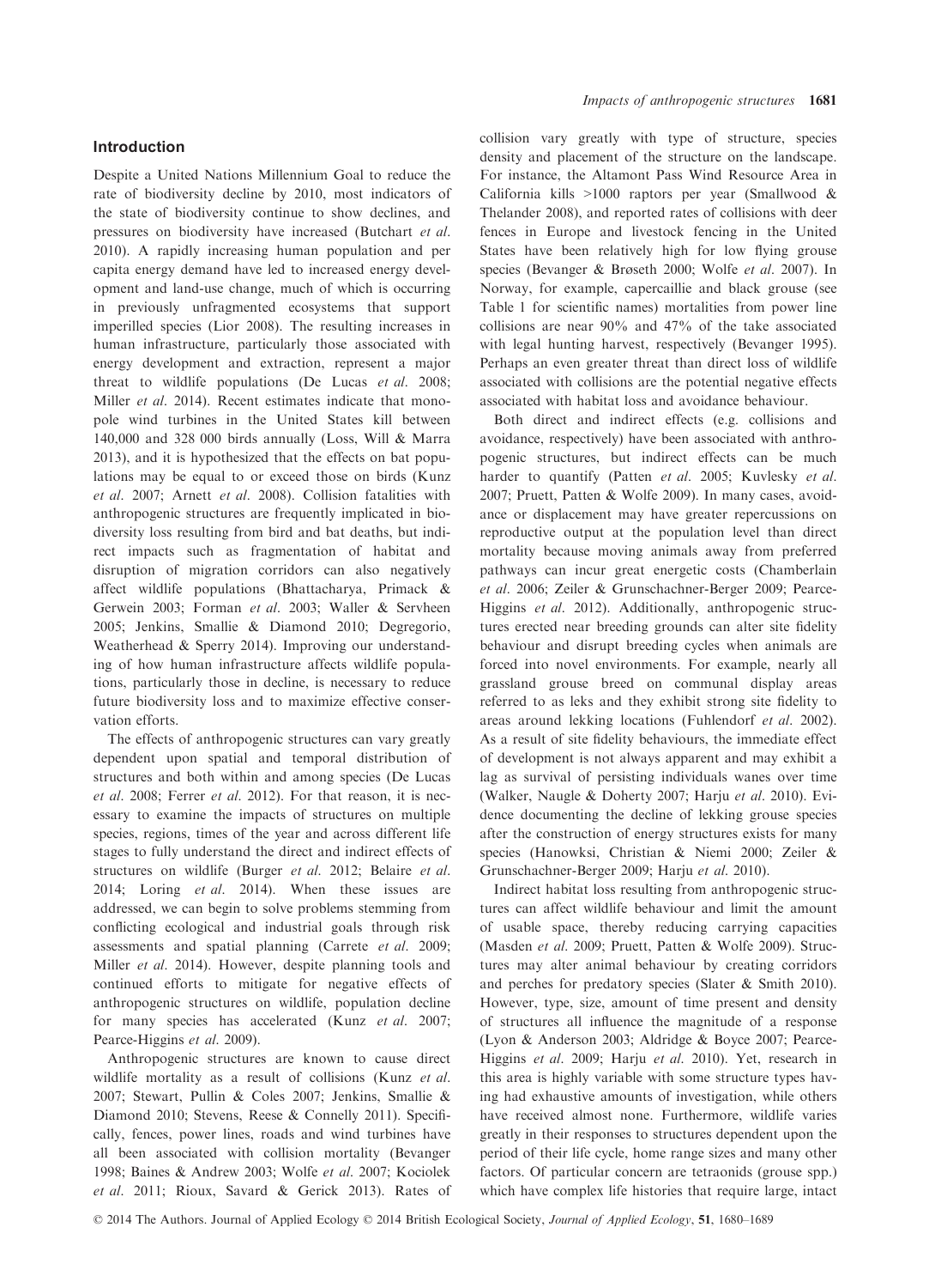## Introduction

Despite a United Nations Millennium Goal to reduce the rate of biodiversity decline by 2010, most indicators of the state of biodiversity continue to show declines, and pressures on biodiversity have increased (Butchart *et al.* 2010). A rapidly increasing human population and per capita energy demand have led to increased energy development and land-use change, much of which is occurring in previously unfragmented ecosystems that support imperilled species (Lior 2008). The resulting increases in human infrastructure, particularly those associated with energy development and extraction, represent a major threat to wildlife populations (De Lucas *et al.* 2008; Miller *et al.* 2014). Recent estimates indicate that monopole wind turbines in the United States kill between 140,000 and 328 000 birds annually (Loss, Will & Marra 2013), and it is hypothesized that the effects on bat populations may be equal to or exceed those on birds (Kunz *et al.* 2007; Arnett *et al.* 2008). Collision fatalities with anthropogenic structures are frequently implicated in biodiversity loss resulting from bird and bat deaths, but indirect impacts such as fragmentation of habitat and disruption of migration corridors can also negatively affect wildlife populations (Bhattacharya, Primack & Gerwein 2003; Forman *et al.* 2003; Waller & Servheen 2005; Jenkins, Smallie & Diamond 2010; Degregorio, Weatherhead & Sperry 2014). Improving our understanding of how human infrastructure affects wildlife populations, particularly those in decline, is necessary to reduce future biodiversity loss and to maximize effective conservation efforts.

The effects of anthropogenic structures can vary greatly dependent upon spatial and temporal distribution of structures and both within and among species (De Lucas *et al.* 2008; Ferrer *et al.* 2012). For that reason, it is necessary to examine the impacts of structures on multiple species, regions, times of the year and across different life stages to fully understand the direct and indirect effects of structures on wildlife (Burger *et al.* 2012; Belaire *et al.* 2014; Loring *et al.* 2014). When these issues are addressed, we can begin to solve problems stemming from conflicting ecological and industrial goals through risk assessments and spatial planning (Carrete *et al.* 2009; Miller *et al.* 2014). However, despite planning tools and continued efforts to mitigate for negative effects of anthropogenic structures on wildlife, population decline for many species has accelerated (Kunz *et al.* 2007; Pearce-Higgins *et al.* 2009).

Anthropogenic structures are known to cause direct wildlife mortality as a result of collisions (Kunz *et al.* 2007; Stewart, Pullin & Coles 2007; Jenkins, Smallie & Diamond 2010; Stevens, Reese & Connelly 2011). Specifically, fences, power lines, roads and wind turbines have all been associated with collision mortality (Bevanger 1998; Baines & Andrew 2003; Wolfe *et al.* 2007; Kociolek *et al.* 2011; Rioux, Savard & Gerick 2013). Rates of collision vary greatly with type of structure, species density and placement of the structure on the landscape. For instance, the Altamont Pass Wind Resource Area in California kills >1000 raptors per year (Smallwood & Thelander 2008), and reported rates of collisions with deer fences in Europe and livestock fencing in the United States have been relatively high for low flying grouse species (Bevanger & Brøseth 2000; Wolfe *et al.* 2007). In Norway, for example, capercaillie and black grouse (see Table 1 for scientific names) mortalities from power line collisions are near 90% and 47% of the take associated with legal hunting harvest, respectively (Bevanger 1995). Perhaps an even greater threat than direct loss of wildlife associated with collisions are the potential negative effects associated with habitat loss and avoidance behaviour.

Both direct and indirect effects (e.g. collisions and avoidance, respectively) have been associated with anthropogenic structures, but indirect effects can be much harder to quantify (Patten *et al.* 2005; Kuvlesky *et al.* 2007; Pruett, Patten & Wolfe 2009). In many cases, avoidance or displacement may have greater repercussions on reproductive output at the population level than direct mortality because moving animals away from preferred pathways can incur great energetic costs (Chamberlain *et al.* 2006; Zeiler & Grunschachner-Berger 2009; Pearce-Higgins *et al.* 2012). Additionally, anthropogenic structures erected near breeding grounds can alter site fidelity behaviour and disrupt breeding cycles when animals are forced into novel environments. For example, nearly all grassland grouse breed on communal display areas referred to as leks and they exhibit strong site fidelity to areas around lekking locations (Fuhlendorf *et al.* 2002). As a result of site fidelity behaviours, the immediate effect of development is not always apparent and may exhibit a lag as survival of persisting individuals wanes over time (Walker, Naugle & Doherty 2007; Harju *et al.* 2010). Evidence documenting the decline of lekking grouse species after the construction of energy structures exists for many species (Hanowksi, Christian & Niemi 2000; Zeiler & Grunschachner-Berger 2009; Harju *et al.* 2010).

Indirect habitat loss resulting from anthropogenic structures can affect wildlife behaviour and limit the amount of usable space, thereby reducing carrying capacities (Masden *et al.* 2009; Pruett, Patten & Wolfe 2009). Structures may alter animal behaviour by creating corridors and perches for predatory species (Slater & Smith 2010). However, type, size, amount of time present and density of structures all influence the magnitude of a response (Lyon & Anderson 2003; Aldridge & Boyce 2007; Pearce-Higgins *et al.* 2009; Harju *et al.* 2010). Yet, research in this area is highly variable with some structure types having had exhaustive amounts of investigation, while others have received almost none. Furthermore, wildlife varies greatly in their responses to structures dependent upon the period of their life cycle, home range sizes and many other factors. Of particular concern are tetraonids (grouse spp.) which have complex life histories that require large, intact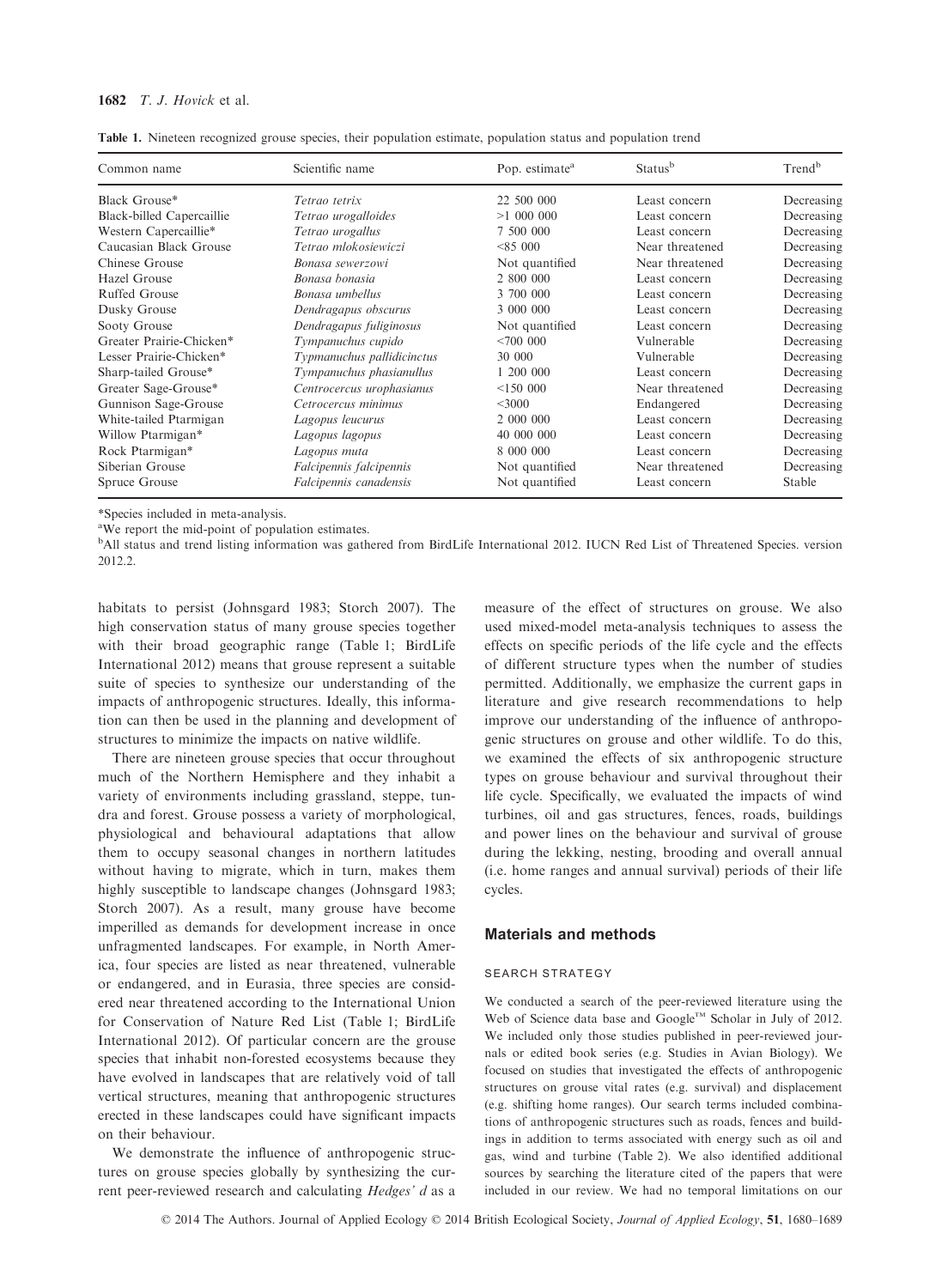**Table 1.** Nineteen recognized grouse species, their population estimate, population status and population trend

| Common name | Scientific name | Pop. estimate[a] | Status[b] | Trend[b] |
|---|---|---|---|---|
| Black Grouse* | *Tetrao tetrix* | 22 500 000 | Least concern | Decreasing |
| Black-billed Capercaillie | *Tetrao urogalloides* | >1 000 000 | Least concern | Decreasing |
| Western Capercaillie* | *Tetrao urogallus* | 7 500 000 | Least concern | Decreasing |
| Caucasian Black Grouse | *Tetrao mlokosiewiczi* | <85 000 | Near threatened | Decreasing |
| Chinese Grouse | *Bonasa sewerzowi* | Not quantified | Near threatened | Decreasing |
| Hazel Grouse | *Bonasa bonasia* | 2 800 000 | Least concern | Decreasing |
| Ruffed Grouse | *Bonasa umbellus* | 3 700 000 | Least concern | Decreasing |
| Dusky Grouse | *Dendragapus obscurus* | 3 000 000 | Least concern | Decreasing |
| Sooty Grouse | *Dendragapus fuliginosus* | Not quantified | Least concern | Decreasing |
| Greater Prairie-Chicken* | *Tympanuchus cupido* | <700 000 | Vulnerable | Decreasing |
| Lesser Prairie-Chicken* | *Tympanuchus pallidicinctus* | 30 000 | Vulnerable | Decreasing |
| Sharp-tailed Grouse* | *Tympanuchus phasianullus* | 1 200 000 | Least concern | Decreasing |
| Greater Sage-Grouse* | *Centrocercus urophasianus* | <150 000 | Near threatened | Decreasing |
| Gunnison Sage-Grouse | *Cetrocercus minimus* | <3000 | Endangered | Decreasing |
| White-tailed Ptarmigan | *Lagopus leucurus* | 2 000 000 | Least concern | Decreasing |
| Willow Ptarmigan* | *Lagopus lagopus* | 40 000 000 | Least concern | Decreasing |
| Rock Ptarmigan* | *Lagopus muta* | 8 000 000 | Least concern | Decreasing |
| Siberian Grouse | *Falcipennis falcipennis* | Not quantified | Near threatened | Decreasing |
| Spruce Grouse | *Falcipennis canadensis* | Not quantified | Least concern | Stable |

*Species included in meta-analysis.

[a]We report the mid-point of population estimates.

[b]All status and trend listing information was gathered from BirdLife International 2012. IUCN Red List of Threatened Species. version 2012.2.

habitats to persist (Johnsgard 1983; Storch 2007). The high conservation status of many grouse species together with their broad geographic range (Table 1; BirdLife International 2012) means that grouse represent a suitable suite of species to synthesize our understanding of the impacts of anthropogenic structures. Ideally, this information can then be used in the planning and development of structures to minimize the impacts on native wildlife.

There are nineteen grouse species that occur throughout much of the Northern Hemisphere and they inhabit a variety of environments including grassland, steppe, tundra and forest. Grouse possess a variety of morphological, physiological and behavioural adaptations that allow them to occupy seasonal changes in northern latitudes without having to migrate, which in turn, makes them highly susceptible to landscape changes (Johnsgard 1983; Storch 2007). As a result, many grouse have become imperilled as demands for development increase in once unfragmented landscapes. For example, in North America, four species are listed as near threatened, vulnerable or endangered, and in Eurasia, three species are considered near threatened according to the International Union for Conservation of Nature Red List (Table 1; BirdLife International 2012). Of particular concern are the grouse species that inhabit non-forested ecosystems because they have evolved in landscapes that are relatively void of tall vertical structures, meaning that anthropogenic structures erected in these landscapes could have significant impacts on their behaviour.

We demonstrate the influence of anthropogenic structures on grouse species globally by synthesizing the current peer-reviewed research and calculating *Hedges' d* as a measure of the effect of structures on grouse. We also used mixed-model meta-analysis techniques to assess the effects on specific periods of the life cycle and the effects of different structure types when the number of studies permitted. Additionally, we emphasize the current gaps in literature and give research recommendations to help improve our understanding of the influence of anthropogenic structures on grouse and other wildlife. To do this, we examined the effects of six anthropogenic structure types on grouse behaviour and survival throughout their life cycle. Specifically, we evaluated the impacts of wind turbines, oil and gas structures, fences, roads, buildings and power lines on the behaviour and survival of grouse during the lekking, nesting, brooding and overall annual (i.e. home ranges and annual survival) periods of their life cycles.

## Materials and methods

### SEARCH STRATEGY

We conducted a search of the peer-reviewed literature using the Web of Science data base and Google™ Scholar in July of 2012. We included only those studies published in peer-reviewed journals or edited book series (e.g. Studies in Avian Biology). We focused on studies that investigated the effects of anthropogenic structures on grouse vital rates (e.g. survival) and displacement (e.g. shifting home ranges). Our search terms included combinations of anthropogenic structures such as roads, fences and buildings in addition to terms associated with energy such as oil and gas, wind and turbine (Table 2). We also identified additional sources by searching the literature cited of the papers that were included in our review. We had no temporal limitations on our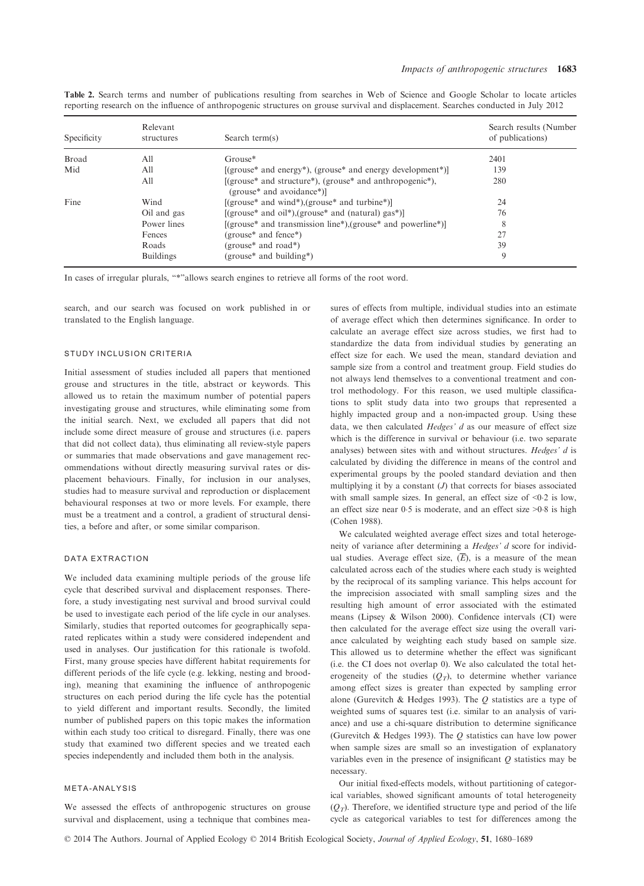**Table 2.** Search terms and number of publications resulting from searches in Web of Science and Google Scholar to locate articles reporting research on the influence of anthropogenic structures on grouse survival and displacement. Searches conducted in July 2012

| Specificity | Relevant structures | Search term(s) | Search results (Number of publications) |
|---|---|---|---|
| Broad | All | Grouse* | 2401 |
| Mid | All | [(grouse* and energy*), (grouse* and energy development*)] | 139 |
| | All | [(grouse* and structure*), (grouse* and anthropogenic*), (grouse* and avoidance*)] | 280 |
| Fine | Wind | [(grouse* and wind*),(grouse* and turbine*)] | 24 |
| | Oil and gas | [(grouse* and oil*),(grouse* and (natural) gas*)] | 76 |
| | Power lines | [(grouse* and transmission line*),(grouse* and powerline*)] | 8 |
| | Fences | (grouse* and fence*) | 27 |
| | Roads | (grouse* and road*) | 39 |
| | Buildings | (grouse* and building*) | 9 |

In cases of irregular plurals, "*"allows search engines to retrieve all forms of the root word.

search, and our search was focused on work published in or translated to the English language.

### STUDY INCLUSION CRITERIA

Initial assessment of studies included all papers that mentioned grouse and structures in the title, abstract or keywords. This allowed us to retain the maximum number of potential papers investigating grouse and structures, while eliminating some from the initial search. Next, we excluded all papers that did not include some direct measure of grouse and structures (i.e. papers that did not collect data), thus eliminating all review-style papers or summaries that made observations and gave management recommendations without directly measuring survival rates or displacement behaviours. Finally, for inclusion in our analyses, studies had to measure survival and reproduction or displacement behavioural responses at two or more levels. For example, there must be a treatment and a control, a gradient of structural densities, a before and after, or some similar comparison.

### DATA EXTRACTION

We included data examining multiple periods of the grouse life cycle that described survival and displacement responses. Therefore, a study investigating nest survival and brood survival could be used to investigate each period of the life cycle in our analyses. Similarly, studies that reported outcomes for geographically separated replicates within a study were considered independent and used in analyses. Our justification for this rationale is twofold. First, many grouse species have different habitat requirements for different periods of the life cycle (e.g. lekking, nesting and brooding), meaning that examining the influence of anthropogenic structures on each period during the life cycle has the potential to yield different and important results. Secondly, the limited number of published papers on this topic makes the information within each study too critical to disregard. Finally, there was one study that examined two different species and we treated each species independently and included them both in the analysis.

### META-ANALYSIS

We assessed the effects of anthropogenic structures on grouse survival and displacement, using a technique that combines measures of effects from multiple, individual studies into an estimate of average effect which then determines significance. In order to calculate an average effect size across studies, we first had to standardize the data from individual studies by generating an effect size for each. We used the mean, standard deviation and sample size from a control and treatment group. Field studies do not always lend themselves to a conventional treatment and control methodology. For this reason, we used multiple classifications to split study data into two groups that represented a highly impacted group and a non-impacted group. Using these data, we then calculated *Hedges' d* as our measure of effect size which is the difference in survival or behaviour (i.e. two separate analyses) between sites with and without structures. *Hedges' d* is calculated by dividing the difference in means of the control and experimental groups by the pooled standard deviation and then multiplying it by a constant ($J$) that corrects for biases associated with small sample sizes. In general, an effect size of <0·2 is low, an effect size near 0·5 is moderate, and an effect size >0·8 is high (Cohen 1988).

We calculated weighted average effect sizes and total heterogeneity of variance after determining a *Hedges' d* score for individual studies. Average effect size, $(\overline{E})$, is a measure of the mean calculated across each of the studies where each study is weighted by the reciprocal of its sampling variance. This helps account for the imprecision associated with small sampling sizes and the resulting high amount of error associated with the estimated means (Lipsey & Wilson 2000). Confidence intervals (CI) were then calculated for the average effect size using the overall variance calculated by weighting each study based on sample size. This allowed us to determine whether the effect was significant (i.e. the CI does not overlap 0). We also calculated the total heterogeneity of the studies ($Q_T$), to determine whether variance among effect sizes is greater than expected by sampling error alone (Gurevitch & Hedges 1993). The $Q$ statistics are a type of weighted sums of squares test (i.e. similar to an analysis of variance) and use a chi-square distribution to determine significance (Gurevitch & Hedges 1993). The $Q$ statistics can have low power when sample sizes are small so an investigation of explanatory variables even in the presence of insignificant $Q$ statistics may be necessary.

Our initial fixed-effects models, without partitioning of categorical variables, showed significant amounts of total heterogeneity ($Q_T$). Therefore, we identified structure type and period of the life cycle as categorical variables to test for differences among the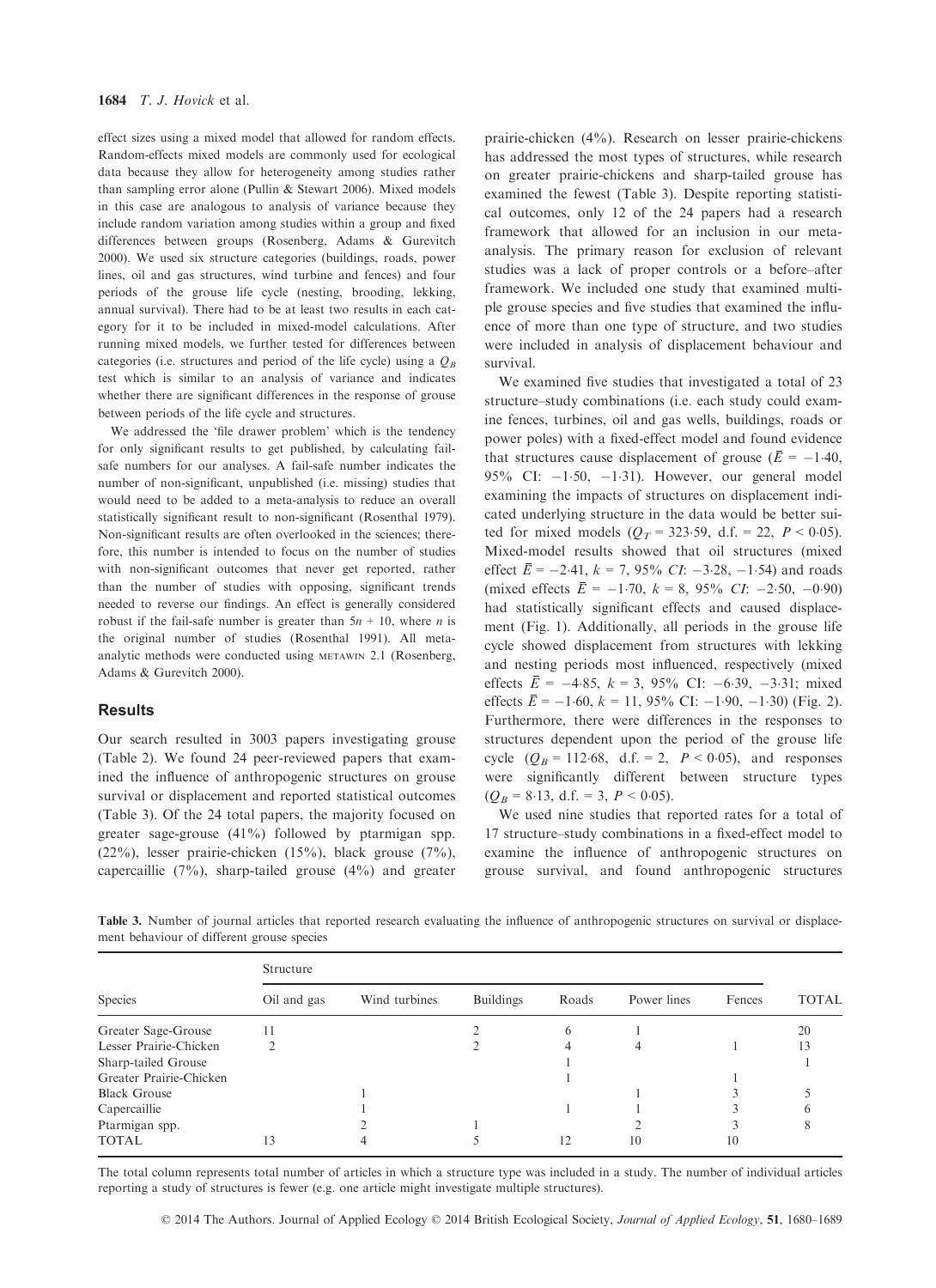effect sizes using a mixed model that allowed for random effects. Random-effects mixed models are commonly used for ecological data because they allow for heterogeneity among studies rather than sampling error alone (Pullin & Stewart 2006). Mixed models in this case are analogous to analysis of variance because they include random variation among studies within a group and fixed differences between groups (Rosenberg, Adams & Gurevitch 2000). We used six structure categories (buildings, roads, power lines, oil and gas structures, wind turbine and fences) and four periods of the grouse life cycle (nesting, brooding, lekking, annual survival). There had to be at least two results in each category for it to be included in mixed-model calculations. After running mixed models, we further tested for differences between categories (i.e. structures and period of the life cycle) using a $Q_B$ test which is similar to an analysis of variance and indicates whether there are significant differences in the response of grouse between periods of the life cycle and structures.

We addressed the 'file drawer problem' which is the tendency for only significant results to get published, by calculating fail-safe numbers for our analyses. A fail-safe number indicates the number of non-significant, unpublished (i.e. missing) studies that would need to be added to a meta-analysis to reduce an overall statistically significant result to non-significant (Rosenthal 1979). Non-significant results are often overlooked in the sciences; therefore, this number is intended to focus on the number of studies with non-significant outcomes that never get reported, rather than the number of studies with opposing, significant trends needed to reverse our findings. An effect is generally considered robust if the fail-safe number is greater than $5n + 10$, where $n$ is the original number of studies (Rosenthal 1991). All meta-analytic methods were conducted using METAWIN 2.1 (Rosenberg, Adams & Gurevitch 2000).

## Results

Our search resulted in 3003 papers investigating grouse (Table 2). We found 24 peer-reviewed papers that examined the influence of anthropogenic structures on grouse survival or displacement and reported statistical outcomes (Table 3). Of the 24 total papers, the majority focused on greater sage-grouse (41%) followed by ptarmigan spp. (22%), lesser prairie-chicken (15%), black grouse (7%), capercaillie (7%), sharp-tailed grouse (4%) and greater prairie-chicken (4%). Research on lesser prairie-chickens has addressed the most types of structures, while research on greater prairie-chickens and sharp-tailed grouse has examined the fewest (Table 3). Despite reporting statistical outcomes, only 12 of the 24 papers had a research framework that allowed for an inclusion in our meta-analysis. The primary reason for exclusion of relevant studies was a lack of proper controls or a before–after framework. We included one study that examined multiple grouse species and five studies that examined the influence of more than one type of structure, and two studies were included in analysis of displacement behaviour and survival.

We examined five studies that investigated a total of 23 structure–study combinations (i.e. each study could examine fences, turbines, oil and gas wells, buildings, roads or power poles) with a fixed-effect model and found evidence that structures cause displacement of grouse ($\bar{E} = -1{\cdot}40$, 95% CI: $-1{\cdot}50$, $-1{\cdot}31$). However, our general model examining the impacts of structures on displacement indicated underlying structure in the data would be better suited for mixed models ($Q_T = 323{\cdot}59$, d.f. = 22, $P < 0{\cdot}05$). Mixed-model results showed that oil structures (mixed effect $\bar{E} = -2{\cdot}41$, $k = 7$, 95% *CI*: $-3{\cdot}28$, $-1{\cdot}54$) and roads (mixed effects $\bar{E} = -1{\cdot}70$, $k = 8$, 95% *CI*: $-2{\cdot}50$, $-0{\cdot}90$) had statistically significant effects and caused displacement (Fig. 1). Additionally, all periods in the grouse life cycle showed displacement from structures with lekking and nesting periods most influenced, respectively (mixed effects $\bar{E} = -4{\cdot}85$, $k = 3$, 95% CI: $-6{\cdot}39$, $-3{\cdot}31$; mixed effects $\bar{E} = -1{\cdot}60$, $k = 11$, 95% CI: $-1{\cdot}90$, $-1{\cdot}30$) (Fig. 2). Furthermore, there were differences in the responses to structures dependent upon the period of the grouse life cycle ($Q_B = 112{\cdot}68$, d.f. = 2, $P < 0{\cdot}05$), and responses were significantly different between structure types ($Q_B = 8{\cdot}13$, d.f. = 3, $P < 0{\cdot}05$).

We used nine studies that reported rates for a total of 17 structure–study combinations in a fixed-effect model to examine the influence of anthropogenic structures on grouse survival, and found anthropogenic structures

**Table 3.** Number of journal articles that reported research evaluating the influence of anthropogenic structures on survival or displacement behaviour of different grouse species

| Species | Structure | | | | | | TOTAL |
|---|---|---|---|---|---|---|---|
| | Oil and gas | Wind turbines | Buildings | Roads | Power lines | Fences | |
| Greater Sage-Grouse | 11 | | 2 | 6 | 1 | | 20 |
| Lesser Prairie-Chicken | 2 | | 2 | 4 | 4 | 1 | 13 |
| Sharp-tailed Grouse | | | | 1 | | | 1 |
| Greater Prairie-Chicken | | | | 1 | | 1 | |
| Black Grouse | | 1 | | | 1 | 3 | 5 |
| Capercaillie | | 1 | | 1 | 1 | 3 | 6 |
| Ptarmigan spp. | | 2 | 1 | | 2 | 3 | 8 |
| TOTAL | 13 | 4 | 5 | 12 | 10 | 10 | |

The total column represents total number of articles in which a structure type was included in a study. The number of individual articles reporting a study of structures is fewer (e.g. one article might investigate multiple structures).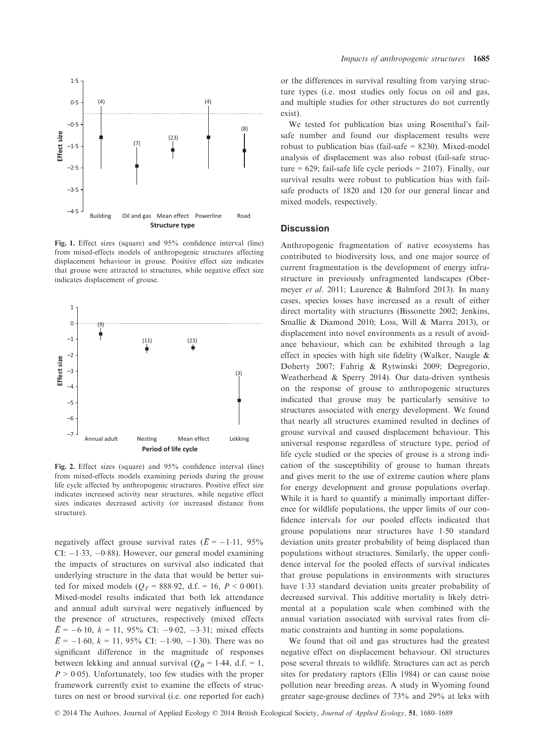1·5

0·5

−0·5

−1·5

−2·5

−3·5

−4·5

Effect size

(4)

(7)

(23)

(4)

(8)

Building

Oil and gas

Mean effect

Powerline

Road

Structure type

**Fig. 1.** Effect sizes (square) and 95% confidence interval (line) from mixed-effects models of anthropogenic structures affecting displacement behaviour in grouse. Positive effect size indicates that grouse were attracted to structures, while negative effect size indicates displacement of grouse.

1

0

−1

−2

−3

−4

−5

−6

−7

Effect size

(9)

(11)

(23)

(3)

Annual adult

Nesting

Mean effect

Lekking

Period of life cycle

**Fig. 2.** Effect sizes (square) and 95% confidence interval (line) from mixed-effects models examining periods during the grouse life cycle affected by anthropogenic structures. Positive effect size indicates increased activity near structures, while negative effect sizes indicates decreased activity (or increased distance from structure).

negatively affect grouse survival rates ($\bar{E} = -1{\cdot}11$, 95% CI: $-1{\cdot}33$, $-0{\cdot}88$). However, our general model examining the impacts of structures on survival also indicated that underlying structure in the data that would be better suited for mixed models ($Q_T = 888{\cdot}92$, d.f. = 16, $P < 0{\cdot}001$). Mixed-model results indicated that both lek attendance and annual adult survival were negatively influenced by the presence of structures, respectively (mixed effects $\bar{E} = -6{\cdot}10$, $k = 11$, 95% CI: $-9{\cdot}02$, $-3{\cdot}31$; mixed effects $\bar{E} = -1{\cdot}60$, $k = 11$, 95% CI: $-1{\cdot}90$, $-1{\cdot}30$). There was no significant difference in the magnitude of responses between lekking and annual survival ($Q_B = 1{\cdot}44$, d.f. = 1, $P > 0{\cdot}05$). Unfortunately, too few studies with the proper framework currently exist to examine the effects of structures on nest or brood survival (i.e. one reported for each) or the differences in survival resulting from varying structure types (i.e. most studies only focus on oil and gas, and multiple studies for other structures do not currently exist).

We tested for publication bias using Rosenthal's fail-safe number and found our displacement results were robust to publication bias (fail-safe = 8230). Mixed-model analysis of displacement was also robust (fail-safe structure = 629; fail-safe life cycle periods = 2107). Finally, our survival results were robust to publication bias with fail-safe products of 1820 and 120 for our general linear and mixed models, respectively.

## Discussion

Anthropogenic fragmentation of native ecosystems has contributed to biodiversity loss, and one major source of current fragmentation is the development of energy infrastructure in previously unfragmented landscapes (Obermeyer *et al*. 2011; Laurence & Balmford 2013). In many cases, species losses have increased as a result of either direct mortality with structures (Bissonette 2002; Jenkins, Smallie & Diamond 2010; Loss, Will & Marra 2013), or displacement into novel environments as a result of avoidance behaviour, which can be exhibited through a lag effect in species with high site fidelity (Walker, Naugle & Doherty 2007; Fahrig & Rytwinski 2009; Degregorio, Weatherhead & Sperry 2014). Our data-driven synthesis on the response of grouse to anthropogenic structures indicated that grouse may be particularly sensitive to structures associated with energy development. We found that nearly all structures examined resulted in declines of grouse survival and caused displacement behaviour. This universal response regardless of structure type, period of life cycle studied or the species of grouse is a strong indication of the susceptibility of grouse to human threats and gives merit to the use of extreme caution where plans for energy development and grouse populations overlap. While it is hard to quantify a minimally important difference for wildlife populations, the upper limits of our confidence intervals for our pooled effects indicated that grouse populations near structures have 1·50 standard deviation units greater probability of being displaced than populations without structures. Similarly, the upper confidence interval for the pooled effects of survival indicates that grouse populations in environments with structures have 1·33 standard deviation units greater probability of decreased survival. This additive mortality is likely detrimental at a population scale when combined with the annual variation associated with survival rates from climatic constraints and hunting in some populations.

We found that oil and gas structures had the greatest negative effect on displacement behaviour. Oil structures pose several threats to wildlife. Structures can act as perch sites for predatory raptors (Ellis 1984) or can cause noise pollution near breeding areas. A study in Wyoming found greater sage-grouse declines of 73% and 29% at leks with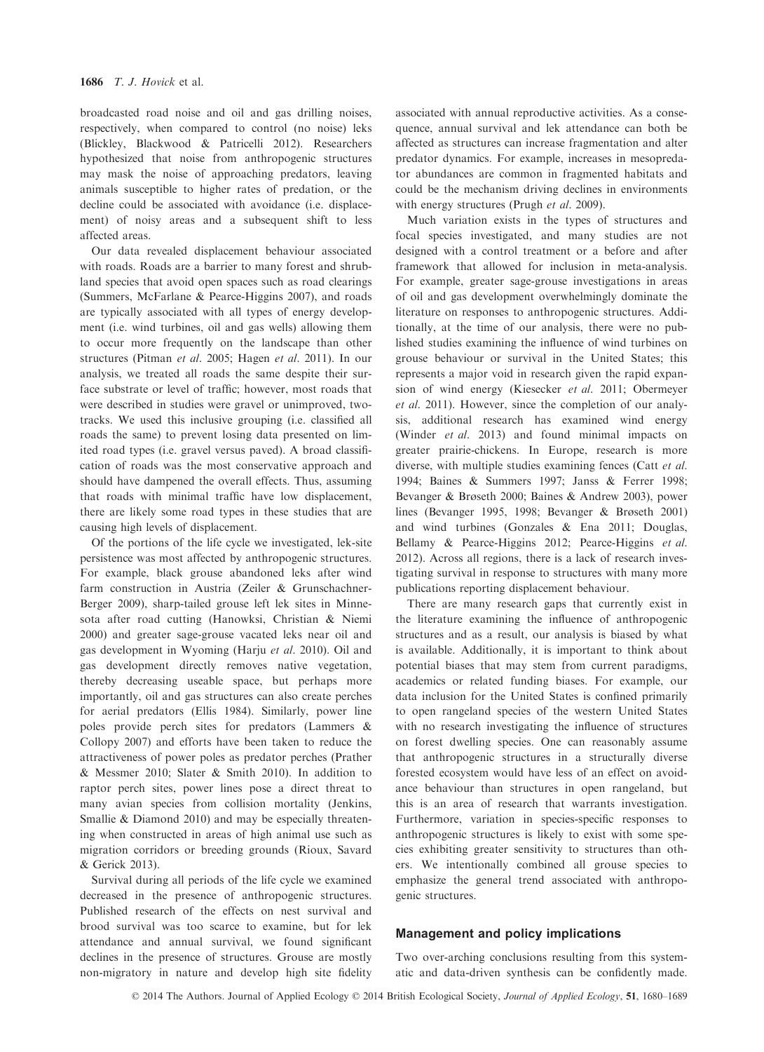broadcasted road noise and oil and gas drilling noises, respectively, when compared to control (no noise) leks (Blickley, Blackwood & Patricelli 2012). Researchers hypothesized that noise from anthropogenic structures may mask the noise of approaching predators, leaving animals susceptible to higher rates of predation, or the decline could be associated with avoidance (i.e. displacement) of noisy areas and a subsequent shift to less affected areas.

Our data revealed displacement behaviour associated with roads. Roads are a barrier to many forest and shrubland species that avoid open spaces such as road clearings (Summers, McFarlane & Pearce-Higgins 2007), and roads are typically associated with all types of energy development (i.e. wind turbines, oil and gas wells) allowing them to occur more frequently on the landscape than other structures (Pitman *et al.* 2005; Hagen *et al.* 2011). In our analysis, we treated all roads the same despite their surface substrate or level of traffic; however, most roads that were described in studies were gravel or unimproved, two-tracks. We used this inclusive grouping (i.e. classified all roads the same) to prevent losing data presented on limited road types (i.e. gravel versus paved). A broad classification of roads was the most conservative approach and should have dampened the overall effects. Thus, assuming that roads with minimal traffic have low displacement, there are likely some road types in these studies that are causing high levels of displacement.

Of the portions of the life cycle we investigated, lek-site persistence was most affected by anthropogenic structures. For example, black grouse abandoned leks after wind farm construction in Austria (Zeiler & Grunschachner-Berger 2009), sharp-tailed grouse left lek sites in Minnesota after road cutting (Hanowksi, Christian & Niemi 2000) and greater sage-grouse vacated leks near oil and gas development in Wyoming (Harju *et al.* 2010). Oil and gas development directly removes native vegetation, thereby decreasing useable space, but perhaps more importantly, oil and gas structures can also create perches for aerial predators (Ellis 1984). Similarly, power line poles provide perch sites for predators (Lammers & Collopy 2007) and efforts have been taken to reduce the attractiveness of power poles as predator perches (Prather & Messmer 2010; Slater & Smith 2010). In addition to raptor perch sites, power lines pose a direct threat to many avian species from collision mortality (Jenkins, Smallie & Diamond 2010) and may be especially threatening when constructed in areas of high animal use such as migration corridors or breeding grounds (Rioux, Savard & Gerick 2013).

Survival during all periods of the life cycle we examined decreased in the presence of anthropogenic structures. Published research of the effects on nest survival and brood survival was too scarce to examine, but for lek attendance and annual survival, we found significant declines in the presence of structures. Grouse are mostly non-migratory in nature and develop high site fidelity associated with annual reproductive activities. As a consequence, annual survival and lek attendance can both be affected as structures can increase fragmentation and alter predator dynamics. For example, increases in mesopredator abundances are common in fragmented habitats and could be the mechanism driving declines in environments with energy structures (Prugh *et al.* 2009).

Much variation exists in the types of structures and focal species investigated, and many studies are not designed with a control treatment or a before and after framework that allowed for inclusion in meta-analysis. For example, greater sage-grouse investigations in areas of oil and gas development overwhelmingly dominate the literature on responses to anthropogenic structures. Additionally, at the time of our analysis, there were no published studies examining the influence of wind turbines on grouse behaviour or survival in the United States; this represents a major void in research given the rapid expansion of wind energy (Kiesecker *et al.* 2011; Obermeyer *et al.* 2011). However, since the completion of our analysis, additional research has examined wind energy (Winder *et al.* 2013) and found minimal impacts on greater prairie-chickens. In Europe, research is more diverse, with multiple studies examining fences (Catt *et al.* 1994; Baines & Summers 1997; Janss & Ferrer 1998; Bevanger & Brøseth 2000; Baines & Andrew 2003), power lines (Bevanger 1995, 1998; Bevanger & Brøseth 2001) and wind turbines (Gonzales & Ena 2011; Douglas, Bellamy & Pearce-Higgins 2012; Pearce-Higgins *et al.* 2012). Across all regions, there is a lack of research investigating survival in response to structures with many more publications reporting displacement behaviour.

There are many research gaps that currently exist in the literature examining the influence of anthropogenic structures and as a result, our analysis is biased by what is available. Additionally, it is important to think about potential biases that may stem from current paradigms, academics or related funding biases. For example, our data inclusion for the United States is confined primarily to open rangeland species of the western United States with no research investigating the influence of structures on forest dwelling species. One can reasonably assume that anthropogenic structures in a structurally diverse forested ecosystem would have less of an effect on avoidance behaviour than structures in open rangeland, but this is an area of research that warrants investigation. Furthermore, variation in species-specific responses to anthropogenic structures is likely to exist with some species exhibiting greater sensitivity to structures than others. We intentionally combined all grouse species to emphasize the general trend associated with anthropogenic structures.

## Management and policy implications

Two over-arching conclusions resulting from this systematic and data-driven synthesis can be confidently made.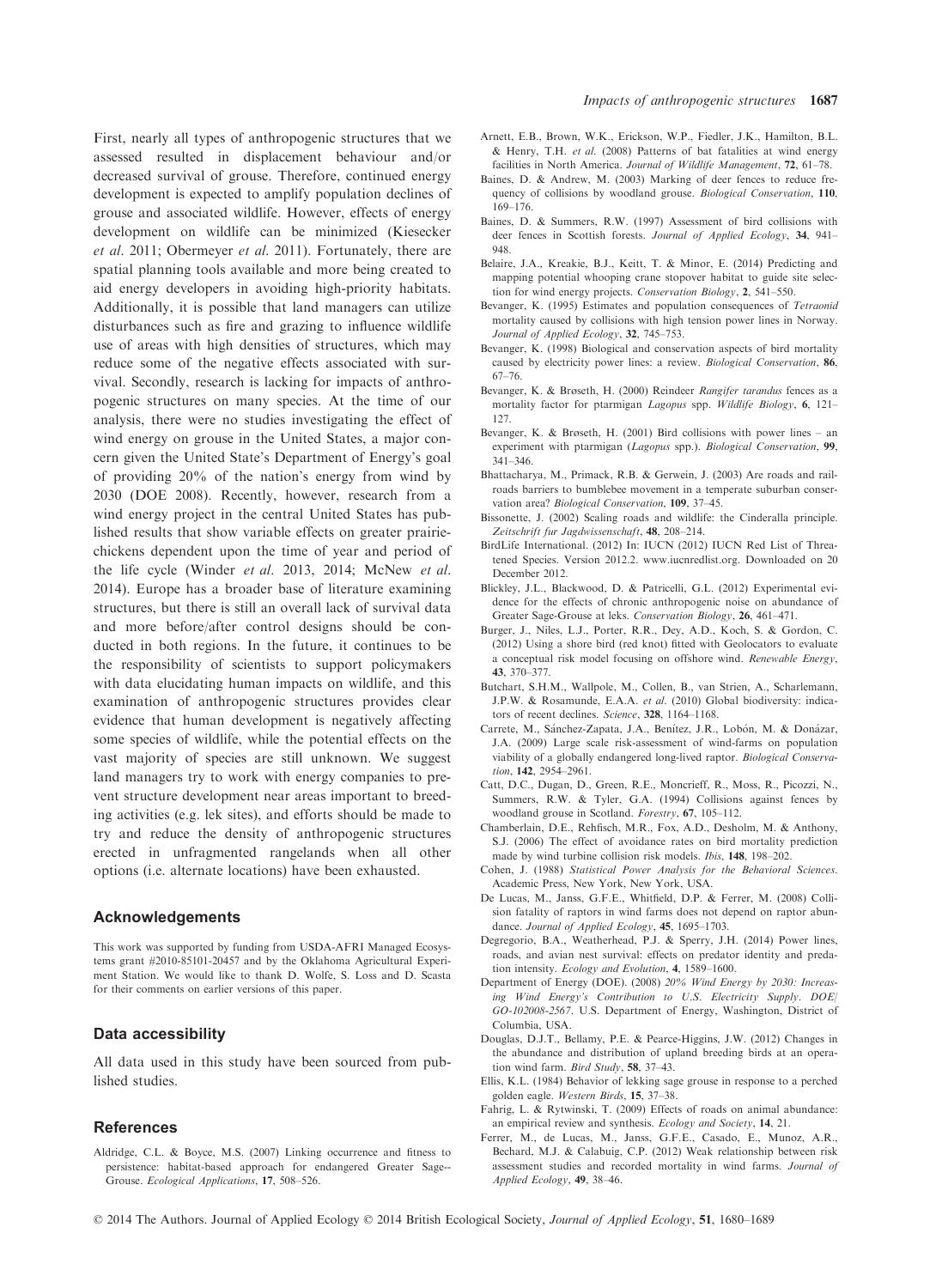First, nearly all types of anthropogenic structures that we assessed resulted in displacement behaviour and/or decreased survival of grouse. Therefore, continued energy development is expected to amplify population declines of grouse and associated wildlife. However, effects of energy development on wildlife can be minimized (Kiesecker *et al*. 2011; Obermeyer *et al*. 2011). Fortunately, there are spatial planning tools available and more being created to aid energy developers in avoiding high-priority habitats. Additionally, it is possible that land managers can utilize disturbances such as fire and grazing to influence wildlife use of areas with high densities of structures, which may reduce some of the negative effects associated with survival. Secondly, research is lacking for impacts of anthropogenic structures on many species. At the time of our analysis, there were no studies investigating the effect of wind energy on grouse in the United States, a major concern given the United State's Department of Energy's goal of providing 20% of the nation's energy from wind by 2030 (DOE 2008). Recently, however, research from a wind energy project in the central United States has published results that show variable effects on greater prairie-chickens dependent upon the time of year and period of the life cycle (Winder *et al*. 2013, 2014; McNew *et al*. 2014). Europe has a broader base of literature examining structures, but there is still an overall lack of survival data and more before/after control designs should be conducted in both regions. In the future, it continues to be the responsibility of scientists to support policymakers with data elucidating human impacts on wildlife, and this examination of anthropogenic structures provides clear evidence that human development is negatively affecting some species of wildlife, while the potential effects on the vast majority of species are still unknown. We suggest land managers try to work with energy companies to prevent structure development near areas important to breeding activities (e.g. lek sites), and efforts should be made to try and reduce the density of anthropogenic structures erected in unfragmented rangelands when all other options (i.e. alternate locations) have been exhausted.

## Acknowledgements

This work was supported by funding from USDA-AFRI Managed Ecosystems grant #2010-85101-20457 and by the Oklahoma Agricultural Experiment Station. We would like to thank D. Wolfe, S. Loss and D. Scasta for their comments on earlier versions of this paper.

## Data accessibility

All data used in this study have been sourced from published studies.

## References

Aldridge, C.L. & Boyce, M.S. (2007) Linking occurrence and fitness to persistence: habitat-based approach for endangered Greater Sage--Grouse. *Ecological Applications*, **17**, 508–526.

Arnett, E.B., Brown, W.K., Erickson, W.P., Fiedler, J.K., Hamilton, B.L. & Henry, T.H. *et al*. (2008) Patterns of bat fatalities at wind energy facilities in North America. *Journal of Wildlife Management*, **72**, 61–78.

Baines, D. & Andrew, M. (2003) Marking of deer fences to reduce frequency of collisions by woodland grouse. *Biological Conservation*, **110**, 169–176.

Baines, D. & Summers, R.W. (1997) Assessment of bird collisions with deer fences in Scottish forests. *Journal of Applied Ecology*, **34**, 941–948.

Belaire, J.A., Kreakie, B.J., Keitt, T. & Minor, E. (2014) Predicting and mapping potential whooping crane stopover habitat to guide site selection for wind energy projects. *Conservation Biology*, **2**, 541–550.

Bevanger, K. (1995) Estimates and population consequences of *Tetraonid* mortality caused by collisions with high tension power lines in Norway. *Journal of Applied Ecology*, **32**, 745–753.

Bevanger, K. (1998) Biological and conservation aspects of bird mortality caused by electricity power lines: a review. *Biological Conservation*, **86**, 67–76.

Bevanger, K. & Brøseth, H. (2000) Reindeer *Rangifer tarandus* fences as a mortality factor for ptarmigan *Lagopus* spp. *Wildlife Biology*, **6**, 121–127.

Bevanger, K. & Brøseth, H. (2001) Bird collisions with power lines – an experiment with ptarmigan (*Lagopus* spp.). *Biological Conservation*, **99**, 341–346.

Bhattacharya, M., Primack, R.B. & Gerwein, J. (2003) Are roads and railroads barriers to bumblebee movement in a temperate suburban conservation area? *Biological Conservation*, **109**, 37–45.

Bissonette, J. (2002) Scaling roads and wildlife: the Cinderalla principle. *Zeitschrift fur Jagdwissenschaft*, **48**, 208–214.

BirdLife International. (2012) In: IUCN (2012) IUCN Red List of Threatened Species. Version 2012.2. www.iucnredlist.org. Downloaded on 20 December 2012.

Blickley, J.L., Blackwood, D. & Patricelli, G.L. (2012) Experimental evidence for the effects of chronic anthropogenic noise on abundance of Greater Sage-Grouse at leks. *Conservation Biology*, **26**, 461–471.

Burger, J., Niles, L.J., Porter, R.R., Dey, A.D., Koch, S. & Gordon, C. (2012) Using a shore bird (red knot) fitted with Geolocators to evaluate a conceptual risk model focusing on offshore wind. *Renewable Energy*, **43**, 370–377.

Butchart, S.H.M., Wallpole, M., Collen, B., van Strien, A., Scharlemann, J.P.W. & Rosamunde, E.A.A. *et al*. (2010) Global biodiversity: indicators of recent declines. *Science*, **328**, 1164–1168.

Carrete, M., Sánchez-Zapata, J.A., Benítez, J.R., Lobón, M. & Donázar, J.A. (2009) Large scale risk-assessment of wind-farms on population viability of a globally endangered long-lived raptor. *Biological Conservation*, **142**, 2954–2961.

Catt, D.C., Dugan, D., Green, R.E., Moncrieff, R., Moss, R., Picozzi, N., Summers, R.W. & Tyler, G.A. (1994) Collisions against fences by woodland grouse in Scotland. *Forestry*, **67**, 105–112.

Chamberlain, D.E., Rehfisch, M.R., Fox, A.D., Desholm, M. & Anthony, S.J. (2006) The effect of avoidance rates on bird mortality prediction made by wind turbine collision risk models. *Ibis*, **148**, 198–202.

Cohen, J. (1988) *Statistical Power Analysis for the Behavioral Sciences*. Academic Press, New York, New York, USA.

De Lucas, M., Janss, G.F.E., Whitfield, D.P. & Ferrer, M. (2008) Collision fatality of raptors in wind farms does not depend on raptor abundance. *Journal of Applied Ecology*, **45**, 1695–1703.

Degregorio, B.A., Weatherhead, P.J. & Sperry, J.H. (2014) Power lines, roads, and avian nest survival: effects on predator identity and predation intensity. *Ecology and Evolution*, **4**, 1589–1600.

Department of Energy (DOE). (2008) *20% Wind Energy by 2030: Increasing Wind Energy's Contribution to U.S. Electricity Supply*. *DOE/GO-102008-2567*. U.S. Department of Energy, Washington, District of Columbia, USA.

Douglas, D.J.T., Bellamy, P.E. & Pearce-Higgins, J.W. (2012) Changes in the abundance and distribution of upland breeding birds at an operation wind farm. *Bird Study*, **58**, 37–43.

Ellis, K.L. (1984) Behavior of lekking sage grouse in response to a perched golden eagle. *Western Birds*, **15**, 37–38.

Fahrig, L. & Rytwinski, T. (2009) Effects of roads on animal abundance: an empirical review and synthesis. *Ecology and Society*, **14**, 21.

Ferrer, M., de Lucas, M., Janss, G.F.E., Casado, E., Munoz, A.R., Bechard, M.J. & Calabuig, C.P. (2012) Weak relationship between risk assessment studies and recorded mortality in wind farms. *Journal of Applied Ecology*, **49**, 38–46.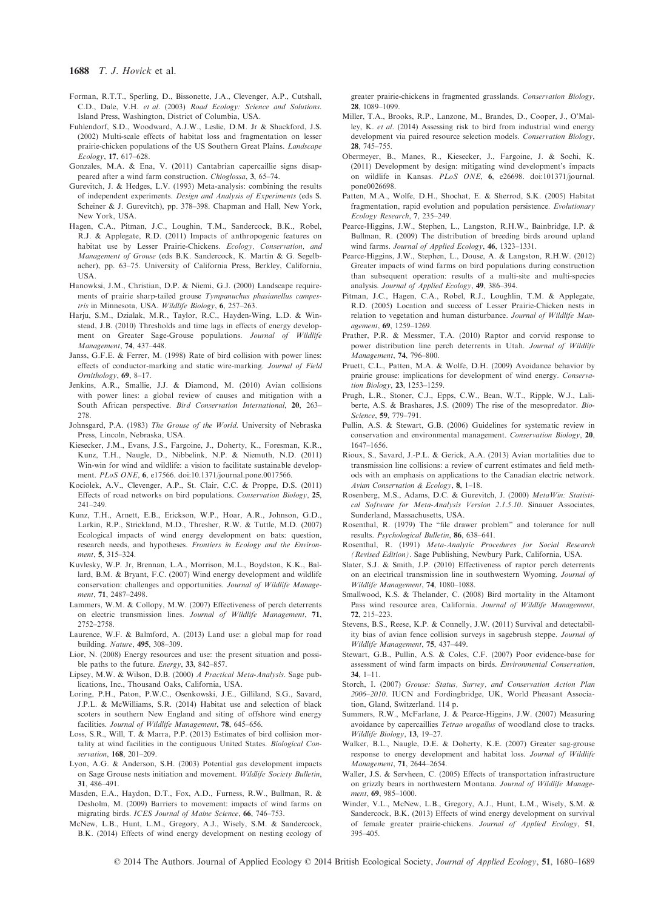Forman, R.T.T., Sperling, D., Bissonette, J.A., Clevenger, A.P., Cutshall, C.D., Dale, V.H. *et al.* (2003) *Road Ecology: Science and Solutions*. Island Press, Washington, District of Columbia, USA.

Fuhlendorf, S.D., Woodward, A.J.W., Leslie, D.M. Jr & Shackford, J.S. (2002) Multi-scale effects of habitat loss and fragmentation on lesser prairie-chicken populations of the US Southern Great Plains. *Landscape Ecology*, **17**, 617–628.

Gonzales, M.A. & Ena, V. (2011) Cantabrian capercaillie signs disappeared after a wind farm construction. *Chioglossa*, **3**, 65–74.

Gurevitch, J. & Hedges, L.V. (1993) Meta-analysis: combining the results of independent experiments. *Design and Analysis of Experiments* (eds S. Scheiner & J. Gurevitch), pp. 378–398. Chapman and Hall, New York, New York, USA.

Hagen, C.A., Pitman, J.C., Loughin, T.M., Sandercock, B.K., Robel, R.J. & Applegate, R.D. (2011) Impacts of anthropogenic features on habitat use by Lesser Prairie-Chickens. *Ecology, Conservation, and Management of Grouse* (eds B.K. Sandercock, K. Martin & G. Segelbacher), pp. 63–75. University of California Press, Berkley, California, USA.

Hanowksi, J.M., Christian, D.P. & Niemi, G.J. (2000) Landscape requirements of prairie sharp-tailed grouse *Tympanuchus phasianellus campestris* in Minnesota, USA. *Wildlife Biology*, **6**, 257–263.

Harju, S.M., Dzialak, M.R., Taylor, R.C., Hayden-Wing, L.D. & Winstead, J.B. (2010) Thresholds and time lags in effects of energy development on Greater Sage-Grouse populations. *Journal of Wildlife Management*, **74**, 437–448.

Janss, G.F.E. & Ferrer, M. (1998) Rate of bird collision with power lines: effects of conductor-marking and static wire-marking. *Journal of Field Ornithology*, **69**, 8–17.

Jenkins, A.R., Smallie, J.J. & Diamond, M. (2010) Avian collisions with power lines: a global review of causes and mitigation with a South African perspective. *Bird Conservation International*, **20**, 263–278.

Johnsgard, P.A. (1983) *The Grouse of the World*. University of Nebraska Press, Lincoln, Nebraska, USA.

Kiesecker, J.M., Evans, J.S., Fargoine, J., Doherty, K., Foresman, K.R., Kunz, T.H., Naugle, D., Nibbelink, N.P. & Niemuth, N.D. (2011) Win-win for wind and wildlife: a vision to facilitate sustainable development. *PLoS ONE*, **6**, e17566. doi:10.1371/journal.pone.0017566.

Kociolek, A.V., Clevenger, A.P., St. Clair, C.C. & Proppe, D.S. (2011) Effects of road networks on bird populations. *Conservation Biology*, **25**, 241–249.

Kunz, T.H., Arnett, E.B., Erickson, W.P., Hoar, A.R., Johnson, G.D., Larkin, R.P., Strickland, M.D., Thresher, R.W. & Tuttle, M.D. (2007) Ecological impacts of wind energy development on bats: question, research needs, and hypotheses. *Frontiers in Ecology and the Environment*, **5**, 315–324.

Kuvlesky, W.P. Jr, Brennan, L.A., Morrison, M.L., Boydston, K.K., Ballard, B.M. & Bryant, F.C. (2007) Wind energy development and wildlife conservation: challenges and opportunities. *Journal of Wildlife Management*, **71**, 2487–2498.

Lammers, W.M. & Collopy, M.W. (2007) Effectiveness of perch deterrents on electric transmission lines. *Journal of Wildlife Management*, **71**, 2752–2758.

Laurence, W.F. & Balmford, A. (2013) Land use: a global map for road building. *Nature*, **495**, 308–309.

Lior, N. (2008) Energy resources and use: the present situation and possible paths to the future. *Energy*, **33**, 842–857.

Lipsey, M.W. & Wilson, D.B. (2000) *A Practical Meta-Analysis*. Sage publications, Inc., Thousand Oaks, California, USA.

Loring, P.H., Paton, P.W.C., Osenkowski, J.E., Gilliland, S.G., Savard, J.P.L. & McWilliams, S.R. (2014) Habitat use and selection of black scoters in southern New England and siting of offshore wind energy facilities. *Journal of Wildlife Management*, **78**, 645–656.

Loss, S.R., Will, T. & Marra, P.P. (2013) Estimates of bird collision mortality at wind facilities in the contiguous United States. *Biological Conservation*, **168**, 201–209.

Lyon, A.G. & Anderson, S.H. (2003) Potential gas development impacts on Sage Grouse nests initiation and movement. *Wildlife Society Bulletin*, **31**, 486–491.

Masden, E.A., Haydon, D.T., Fox, A.D., Furness, R.W., Bullman, R. & Desholm, M. (2009) Barriers to movement: impacts of wind farms on migrating birds. *ICES Journal of Maine Science*, **66**, 746–753.

McNew, L.B., Hunt, L.M., Gregory, A.J., Wisely, S.M. & Sandercock, B.K. (2014) Effects of wind energy development on nesting ecology of greater prairie-chickens in fragmented grasslands. *Conservation Biology*, **28**, 1089–1099.

Miller, T.A., Brooks, R.P., Lanzone, M., Brandes, D., Cooper, J., O'Malley, K. *et al.* (2014) Assessing risk to bird from industrial wind energy development via paired resource selection models. *Conservation Biology*, **28**, 745–755.

Obermeyer, B., Manes, R., Kiesecker, J., Fargoine, J. & Sochi, K. (2011) Development by design: mitigating wind development's impacts on wildlife in Kansas. *PLoS ONE*, **6**, e26698. doi:101371/journal.pone0026698.

Patten, M.A., Wolfe, D.H., Shochat, E. & Sherrod, S.K. (2005) Habitat fragmentation, rapid evolution and population persistence. *Evolutionary Ecology Research*, **7**, 235–249.

Pearce-Higgins, J.W., Stephen, L., Langston, R.H.W., Bainbridge, I.P. & Bullman, R. (2009) The distribution of breeding birds around upland wind farms. *Journal of Applied Ecology*, **46**, 1323–1331.

Pearce-Higgins, J.W., Stephen, L., Douse, A. & Langston, R.H.W. (2012) Greater impacts of wind farms on bird populations during construction than subsequent operation: results of a multi-site and multi-species analysis. *Journal of Applied Ecology*, **49**, 386–394.

Pitman, J.C., Hagen, C.A., Robel, R.J., Loughlin, T.M. & Applegate, R.D. (2005) Location and success of Lesser Prairie-Chicken nests in relation to vegetation and human disturbance. *Journal of Wildlife Management*, **69**, 1259–1269.

Prather, P.R. & Messmer, T.A. (2010) Raptor and corvid response to power distribution line perch deterrents in Utah. *Journal of Wildlife Management*, **74**, 796–800.

Pruett, C.L., Patten, M.A. & Wolfe, D.H. (2009) Avoidance behavior by prairie grouse: implications for development of wind energy. *Conservation Biology*, **23**, 1253–1259.

Prugh, L.R., Stoner, C.J., Epps, C.W., Bean, W.T., Ripple, W.J., Laliberte, A.S. & Brashares, J.S. (2009) The rise of the mesopredator. *BioScience*, **59**, 779–791.

Pullin, A.S. & Stewart, G.B. (2006) Guidelines for systematic review in conservation and environmental management. *Conservation Biology*, **20**, 1647–1656.

Rioux, S., Savard, J.-P.L. & Gerick, A.A. (2013) Avian mortalities due to transmission line collisions: a review of current estimates and field methods with an emphasis on applications to the Canadian electric network. *Avian Conservation & Ecology*, **8**, 1–18.

Rosenberg, M.S., Adams, D.C. & Gurevitch, J. (2000) *MetaWin: Statistical Software for Meta-Analysis Version 2.1.5.10*. Sinauer Associates, Sunderland, Massachusetts, USA.

Rosenthal, R. (1979) The "file drawer problem" and tolerance for null results. *Psychological Bulletin*, **86**, 638–641.

Rosenthal, R. (1991) *Meta-Analytic Procedures for Social Research (Revised Edition)*. Sage Publishing, Newbury Park, California, USA.

Slater, S.J. & Smith, J.P. (2010) Effectiveness of raptor perch deterrents on an electrical transmission line in southwestern Wyoming. *Journal of Wildlife Management*, **74**, 1080–1088.

Smallwood, K.S. & Thelander, C. (2008) Bird mortality in the Altamont Pass wind resource area, California. *Journal of Wildlife Management*, **72**, 215–223.

Stevens, B.S., Reese, K.P. & Connelly, J.W. (2011) Survival and detectability bias of avian fence collision surveys in sagebrush steppe. *Journal of Wildlife Management*, **75**, 437–449.

Stewart, G.B., Pullin, A.S. & Coles, C.F. (2007) Poor evidence-base for assessment of wind farm impacts on birds. *Environmental Conservation*, **34**, 1–11.

Storch, I. (2007) *Grouse: Status, Survey, and Conservation Action Plan 2006–2010*. IUCN and Fordingbridge, UK, World Pheasant Association, Gland, Switzerland. 114 p.

Summers, R.W., McFarlane, J. & Pearce-Higgins, J.W. (2007) Measuring avoidance by capercaillies *Tetrao urogallus* of woodland close to tracks. *Wildlife Biology*, **13**, 19–27.

Walker, B.L., Naugle, D.E. & Doherty, K.E. (2007) Greater sag-grouse response to energy development and habitat loss. *Journal of Wildlife Management*, **71**, 2644–2654.

Waller, J.S. & Servheen, C. (2005) Effects of transportation infrastructure on grizzly bears in northwestern Montana. *Journal of Wildlife Management*, **69**, 985–1000.

Winder, V.L., McNew, L.B., Gregory, A.J., Hunt, L.M., Wisely, S.M. & Sandercock, B.K. (2013) Effects of wind energy development on survival of female greater prairie-chickens. *Journal of Applied Ecology*, **51**, 395–405.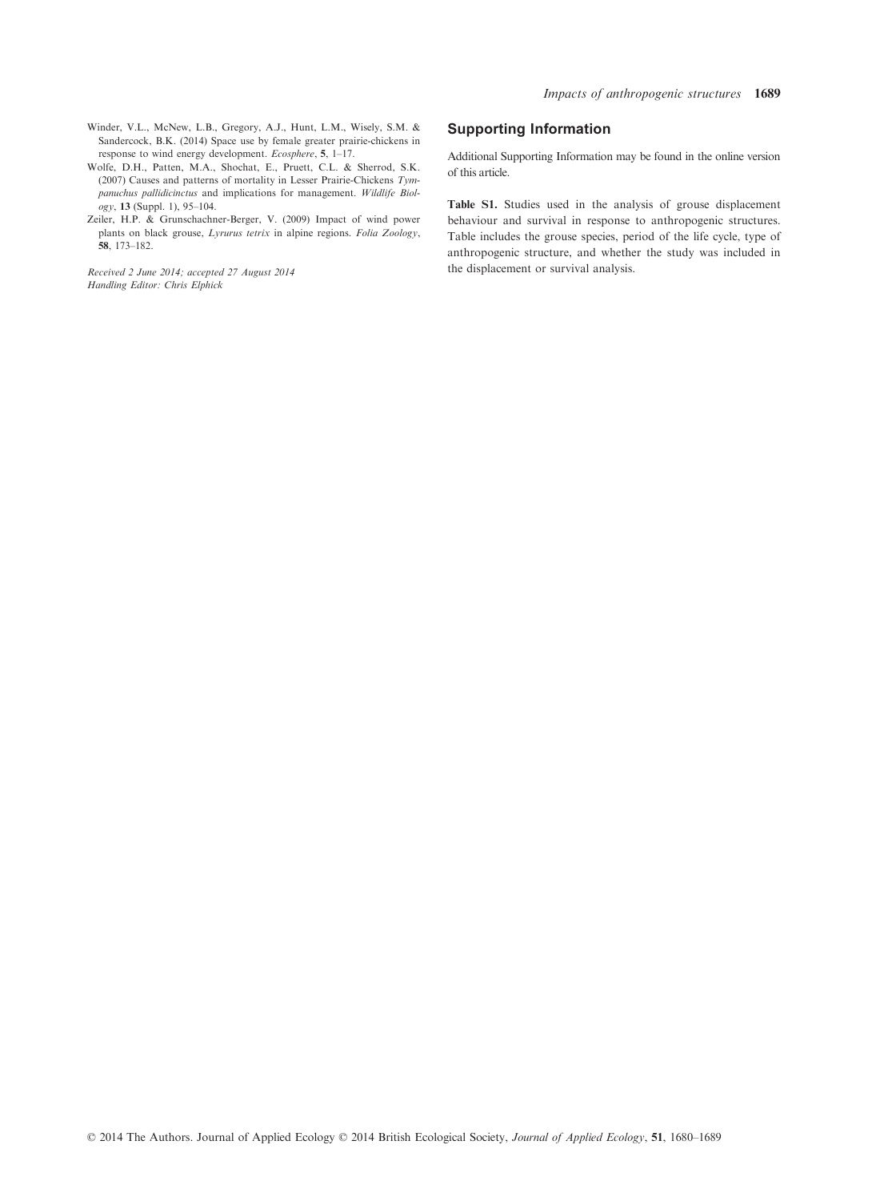Winder, V.L., McNew, L.B., Gregory, A.J., Hunt, L.M., Wisely, S.M. & Sandercock, B.K. (2014) Space use by female greater prairie-chickens in response to wind energy development. *Ecosphere*, **5**, 1–17.

Wolfe, D.H., Patten, M.A., Shochat, E., Pruett, C.L. & Sherrod, S.K. (2007) Causes and patterns of mortality in Lesser Prairie-Chickens *Tympanuchus pallidicinctus* and implications for management. *Wildlife Biology*, **13** (Suppl. 1), 95–104.

Zeiler, H.P. & Grunschachner-Berger, V. (2009) Impact of wind power plants on black grouse, *Lyrurus tetrix* in alpine regions. *Folia Zoology*, **58**, 173–182.

*Received 2 June 2014; accepted 27 August 2014*
*Handling Editor: Chris Elphick*

## Supporting Information

Additional Supporting Information may be found in the online version of this article.

**Table S1.** Studies used in the analysis of grouse displacement behaviour and survival in response to anthropogenic structures. Table includes the grouse species, period of the life cycle, type of anthropogenic structure, and whether the study was included in the displacement or survival analysis.